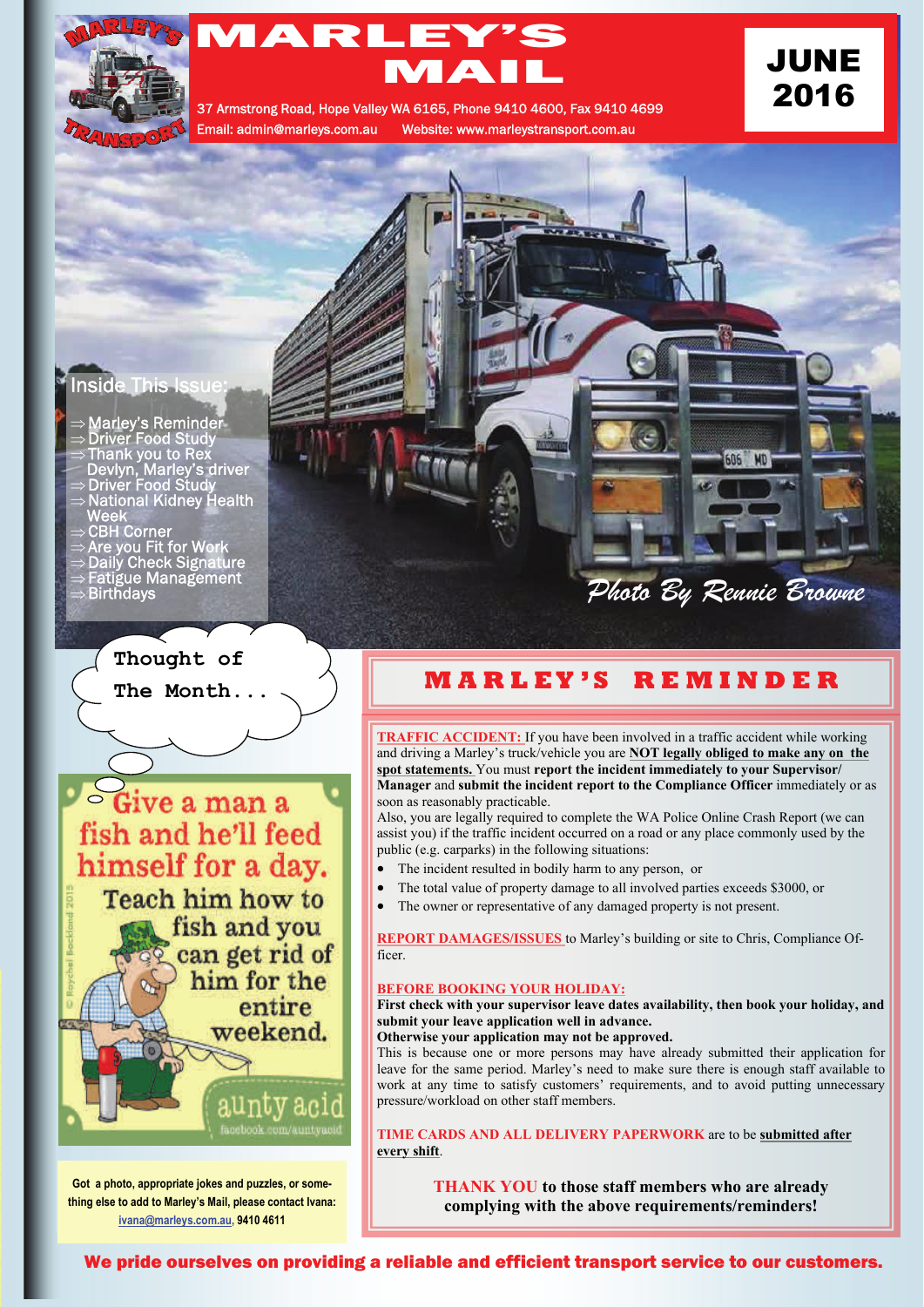# MARLEY'S MAIL

37 Armstrong Road, Hope Valley WA 6165, Phone 9410 4600, Fax 9410 4699
Email: admin@marleys.com.au Website: www.marleystransport.com.au

**JUNE 2016**

## Inside This Issue:

- ⇒ Marley's Reminder
- ⇒ Driver Food Study
- ⇒ Thank you to Rex Devlyn, Marley's driver
- ⇒ Driver Food Study
- ⇒ National Kidney Health Week
- ⇒ CBH Corner
- ⇒ Are you Fit for Work
- ⇒ Daily Check Signature
- ⇒ Fatigue Management
- ⇒ Birthdays

*Photo By Rennie Browne*

**Thought of The Month...**

Give a man a fish and he'll feed himself for a day. Teach him how to fish and you can get rid of him for the entire weekend.

aunty acid
facebook.com/auntyacid

© Roychel Bockland 2015

**Got a photo, appropriate jokes and puzzles, or something else to add to Marley's Mail, please contact Ivana: ivana@marleys.com.au, 9410 4611**

## MARLEY'S REMINDER

**TRAFFIC ACCIDENT:** If you have been involved in a traffic accident while working and driving a Marley's truck/vehicle you are **NOT legally obliged to make any on the spot statements.** You must **report the incident immediately to your Supervisor/Manager** and **submit the incident report to the Compliance Officer** immediately or as soon as reasonably practicable.

Also, you are legally required to complete the WA Police Online Crash Report (we can assist you) if the traffic incident occurred on a road or any place commonly used by the public (e.g. carparks) in the following situations:

- The incident resulted in bodily harm to any person, or
- The total value of property damage to all involved parties exceeds $3000, or
- The owner or representative of any damaged property is not present.

**REPORT DAMAGES/ISSUES** to Marley's building or site to Chris, Compliance Officer.

**BEFORE BOOKING YOUR HOLIDAY:**
**First check with your supervisor leave dates availability, then book your holiday, and submit your leave application well in advance.**
**Otherwise your application may not be approved.**
This is because one or more persons may have already submitted their application for leave for the same period. Marley's need to make sure there is enough staff available to work at any time to satisfy customers' requirements, and to avoid putting unnecessary pressure/workload on other staff members.

**TIME CARDS AND ALL DELIVERY PAPERWORK** are to be **submitted after every shift**.

**THANK YOU to those staff members who are already complying with the above requirements/reminders!**

**We pride ourselves on providing a reliable and efficient transport service to our customers.**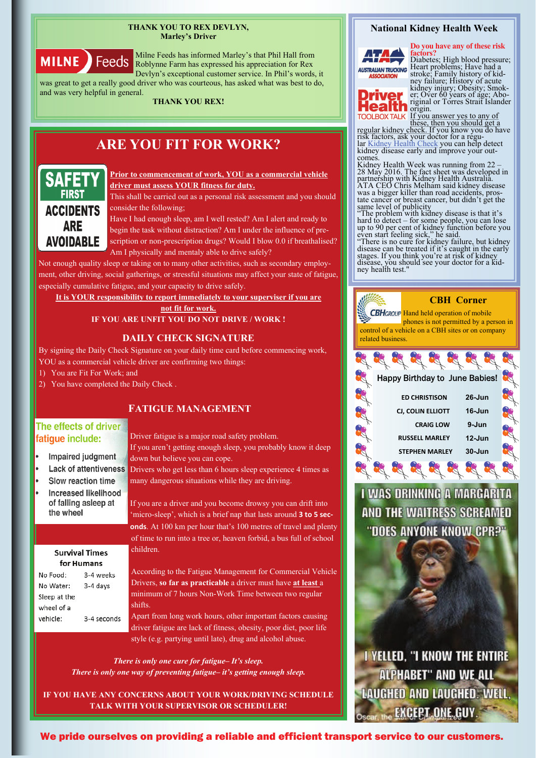**THANK YOU TO REX DEVLYN,**
**Marley's Driver**

MILNE Feeds

Milne Feeds has informed Marley's that Phil Hall from Roblynne Farm has expressed his appreciation for Rex Devlyn's exceptional customer service. In Phil's words, it was great to get a really good driver who was courteous, has asked what was best to do, and was very helpful in general.

**THANK YOU REX!**

# ARE YOU FIT FOR WORK?

SAFETY FIRST
ACCIDENTS ARE AVOIDABLE

**Prior to commencement of work, YOU as a commercial vehicle driver must assess YOUR fitness for duty.**

This shall be carried out as a personal risk assessment and you should consider the following;

Have I had enough sleep, am I well rested? Am I alert and ready to begin the task without distraction? Am I under the influence of prescription or non-prescription drugs? Would I blow 0.0 if breathalised? Am I physically and mentally able to drive safely?

Not enough quality sleep or taking on to many other activities, such as secondary employment, other driving, social gatherings, or stressful situations may affect your state of fatigue, especially cumulative fatigue, and your capacity to drive safely.

**It is YOUR responsibility to report immediately to your superviser if you are not fit for work.**

**IF YOU ARE UNFIT YOU DO NOT DRIVE / WORK !**

## DAILY CHECK SIGNATURE

By signing the Daily Check Signature on your daily time card before commencing work, YOU as a commercial vehicle driver are confirming two things:

1) You are Fit For Work; and
2) You have completed the Daily Check .

## FATIGUE MANAGEMENT

**The effects of driver fatigue include:**

- Impaired judgment
- Lack of attentiveness
- Slow reaction time
- Increased likelihood of falling asleep at the wheel

Driver fatigue is a major road safety problem.

If you aren't getting enough sleep, you probably know it deep down but believe you can cope.

Drivers who get less than 6 hours sleep experience 4 times as many dangerous situations while they are driving.

If you are a driver and you become drowsy you can drift into 'micro-sleep', which is a brief nap that lasts around **3 to 5 seconds**. At 100 km per hour that's 100 metres of travel and plenty of time to run into a tree or, heaven forbid, a bus full of school children.

**Survival Times for Humans**

| | |
|---|---|
| No Food: | 3-4 weeks |
| No Water: | 3-4 days |
| Sleep at the wheel of a vehicle: | 3-4 seconds |

According to the Fatigue Management for Commercial Vehicle Drivers, **so far as practicable** a driver must have **at least** a minimum of 7 hours Non-Work Time between two regular shifts.

Apart from long work hours, other important factors causing driver fatigue are lack of fitness, obesity, poor diet, poor life style (e.g. partying until late), drug and alcohol abuse.

***There is only one cure for fatigue– It's sleep.***
***There is only one way of preventing fatigue– it's getting enough sleep.***

**IF YOU HAVE ANY CONCERNS ABOUT YOUR WORK/DRIVING SCHEDULE TALK WITH YOUR SUPERVISOR OR SCHEDULER!**

## National Kidney Health Week

ATA Australian Trucking Association — Driver Health Toolbox Talk

**Do you have any of these risk factors?**
Diabetes; High blood pressure; Heart problems; Have had a stroke; Family history of kidney failure; History of acute kidney injury; Obesity; Smoker; Over 60 years of age; Aboriginal or Torres Strait Islander origin.

If you answer yes to any of these, then you should get a regular kidney check. If you know you do have risk factors, ask your doctor for a regular Kidney Health Check you can help detect kidney disease early and improve your outcomes.

Kidney Health Week was running from 22 – 28 May 2016. The fact sheet was developed in partnership with Kidney Health Australia.

ATA CEO Chris Melham said kidney disease was a bigger killer than road accidents, prostate cancer or breast cancer, but didn't get the same level of publicity

"The problem with kidney disease is that it's hard to detect – for some people, you can lose up to 90 per cent of kidney function before you even start feeling sick," he said.

"There is no cure for kidney failure, but kidney disease can be treated if it's caught in the early stages. If you think you're at risk of kidney disease, you should see your doctor for a kidney health test."

## CBH Corner

Hand held operation of mobile phones is not permitted by a person in control of a vehicle on a CBH sites or on company related business.

**Happy Birthday to June Babies!**

| | |
|---|---|
| ED CHRISTISON | 26-Jun |
| CJ, COLIN ELLIOTT | 16-Jun |
| CRAIG LOW | 9-Jun |
| RUSSELL MARLEY | 12-Jun |
| STEPHEN MARLEY | 30-Jun |

I WAS DRINKING A MARGARITA AND THE WAITRESS SCREAMED "DOES ANYONE KNOW CPR?"

I YELLED, "I KNOW THE ENTIRE ALPHABET" AND WE ALL LAUGHED AND LAUGHED. WELL, EXCEPT ONE GUY.

**We pride ourselves on providing a reliable and efficient transport service to our customers.**